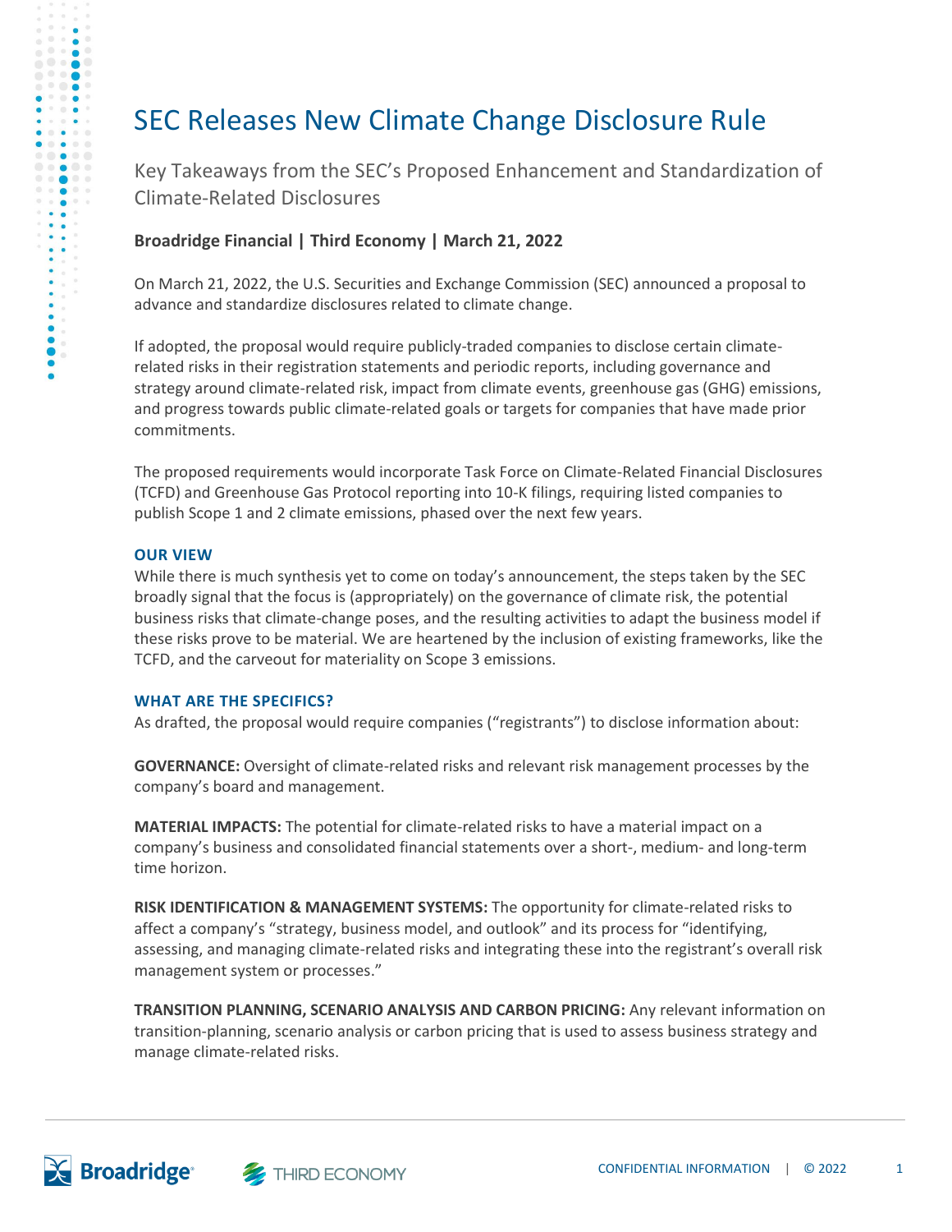# SEC Releases New Climate Change Disclosure Rule

Key Takeaways from the SEC's Proposed Enhancement and Standardization of Climate-Related Disclosures

**Broadridge Financial | Third Economy | March 21, 2022**

On March 21, 2022, the U.S. Securities and Exchange Commission (SEC) announced a proposal to advance and standardize disclosures related to climate change.

If adopted, the proposal would require publicly-traded companies to disclose certain climate-related risks in their registration statements and periodic reports, including governance and strategy around climate-related risk, impact from climate events, greenhouse gas (GHG) emissions, and progress towards public climate-related goals or targets for companies that have made prior commitments.

The proposed requirements would incorporate Task Force on Climate-Related Financial Disclosures (TCFD) and Greenhouse Gas Protocol reporting into 10-K filings, requiring listed companies to publish Scope 1 and 2 climate emissions, phased over the next few years.

### OUR VIEW

While there is much synthesis yet to come on today's announcement, the steps taken by the SEC broadly signal that the focus is (appropriately) on the governance of climate risk, the potential business risks that climate-change poses, and the resulting activities to adapt the business model if these risks prove to be material. We are heartened by the inclusion of existing frameworks, like the TCFD, and the carveout for materiality on Scope 3 emissions.

### WHAT ARE THE SPECIFICS?

As drafted, the proposal would require companies ("registrants") to disclose information about:

**GOVERNANCE:** Oversight of climate-related risks and relevant risk management processes by the company's board and management.

**MATERIAL IMPACTS:** The potential for climate-related risks to have a material impact on a company's business and consolidated financial statements over a short-, medium- and long-term time horizon.

**RISK IDENTIFICATION & MANAGEMENT SYSTEMS:** The opportunity for climate-related risks to affect a company's "strategy, business model, and outlook" and its process for "identifying, assessing, and managing climate-related risks and integrating these into the registrant's overall risk management system or processes."

**TRANSITION PLANNING, SCENARIO ANALYSIS AND CARBON PRICING:** Any relevant information on transition-planning, scenario analysis or carbon pricing that is used to assess business strategy and manage climate-related risks.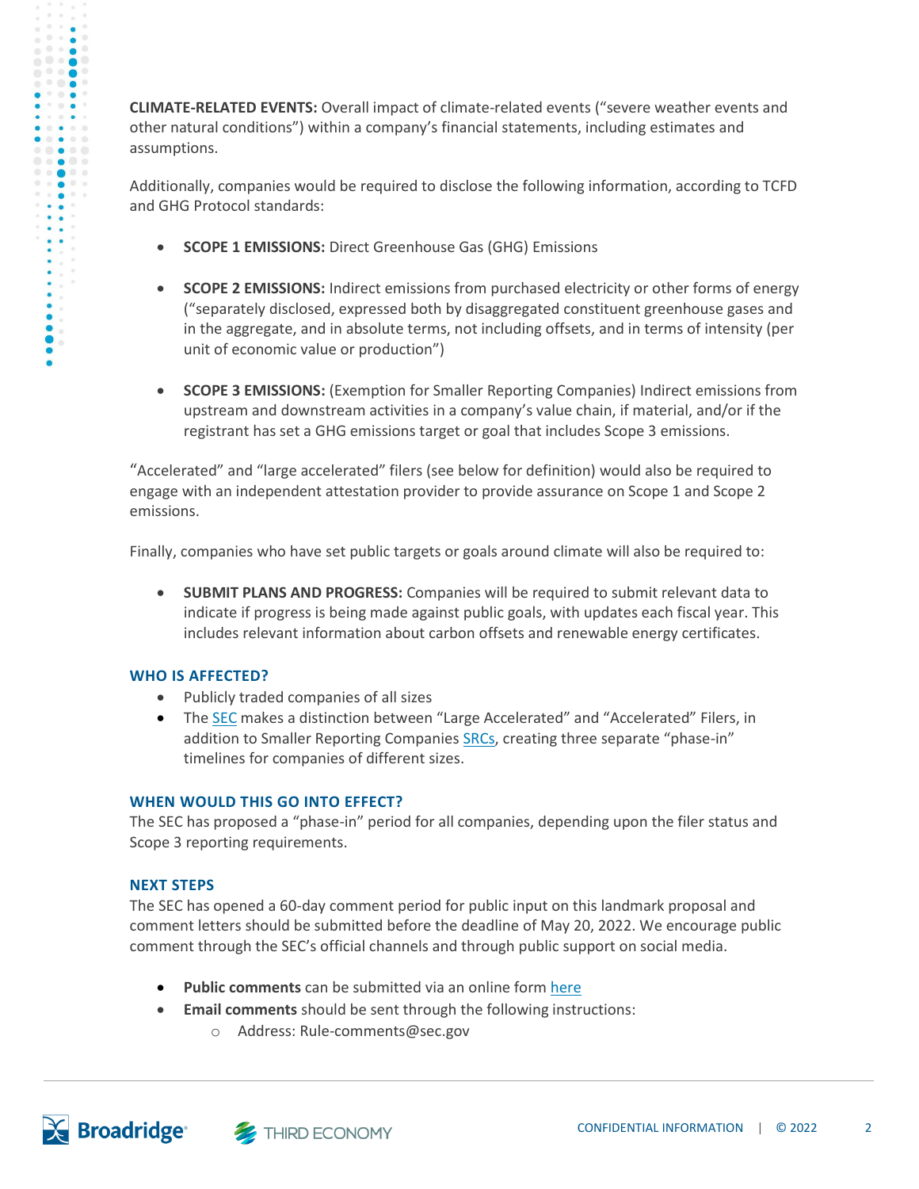**CLIMATE-RELATED EVENTS:** Overall impact of climate-related events ("severe weather events and other natural conditions") within a company's financial statements, including estimates and assumptions.

Additionally, companies would be required to disclose the following information, according to TCFD and GHG Protocol standards:

- **SCOPE 1 EMISSIONS:** Direct Greenhouse Gas (GHG) Emissions
- **SCOPE 2 EMISSIONS:** Indirect emissions from purchased electricity or other forms of energy ("separately disclosed, expressed both by disaggregated constituent greenhouse gases and in the aggregate, and in absolute terms, not including offsets, and in terms of intensity (per unit of economic value or production")
- **SCOPE 3 EMISSIONS:** (Exemption for Smaller Reporting Companies) Indirect emissions from upstream and downstream activities in a company's value chain, if material, and/or if the registrant has set a GHG emissions target or goal that includes Scope 3 emissions.

"Accelerated" and "large accelerated" filers (see below for definition) would also be required to engage with an independent attestation provider to provide assurance on Scope 1 and Scope 2 emissions.

Finally, companies who have set public targets or goals around climate will also be required to:

- **SUBMIT PLANS AND PROGRESS:** Companies will be required to submit relevant data to indicate if progress is being made against public goals, with updates each fiscal year. This includes relevant information about carbon offsets and renewable energy certificates.

### WHO IS AFFECTED?

- Publicly traded companies of all sizes
- The SEC makes a distinction between "Large Accelerated" and "Accelerated" Filers, in addition to Smaller Reporting Companies SRCs, creating three separate "phase-in" timelines for companies of different sizes.

### WHEN WOULD THIS GO INTO EFFECT?

The SEC has proposed a "phase-in" period for all companies, depending upon the filer status and Scope 3 reporting requirements.

### NEXT STEPS

The SEC has opened a 60-day comment period for public input on this landmark proposal and comment letters should be submitted before the deadline of May 20, 2022. We encourage public comment through the SEC's official channels and through public support on social media.

- **Public comments** can be submitted via an online form here
- **Email comments** should be sent through the following instructions:
  - Address: Rule-comments@sec.gov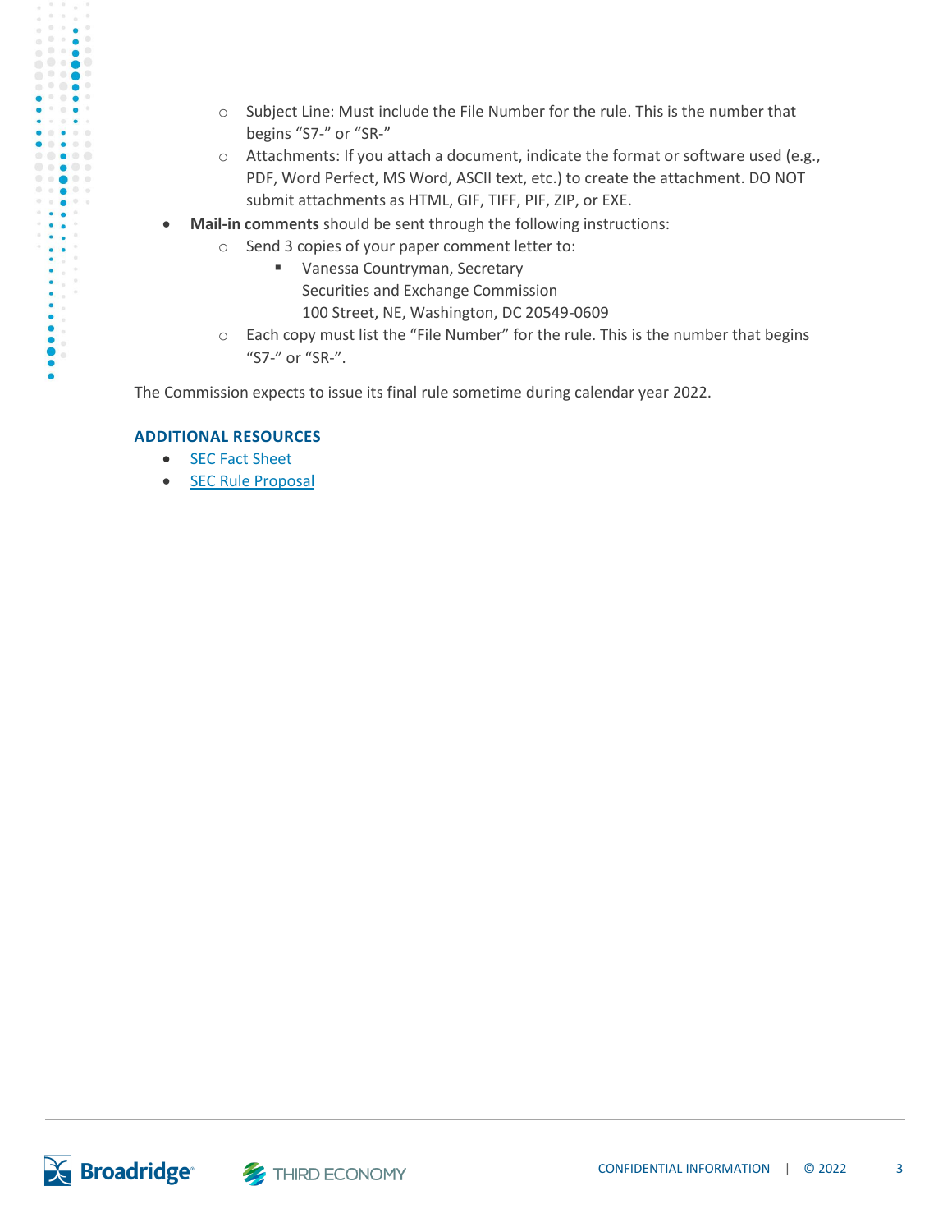- Subject Line: Must include the File Number for the rule. This is the number that begins "S7-" or "SR-"
    - Attachments: If you attach a document, indicate the format or software used (e.g., PDF, Word Perfect, MS Word, ASCII text, etc.) to create the attachment. DO NOT submit attachments as HTML, GIF, TIFF, PIF, ZIP, or EXE.
- **Mail-in comments** should be sent through the following instructions:
    - Send 3 copies of your paper comment letter to:
        - Vanessa Countryman, Secretary
          Securities and Exchange Commission
          100 Street, NE, Washington, DC 20549-0609
    - Each copy must list the "File Number" for the rule. This is the number that begins "S7-" or "SR-".

The Commission expects to issue its final rule sometime during calendar year 2022.

### ADDITIONAL RESOURCES

- SEC Fact Sheet
- SEC Rule Proposal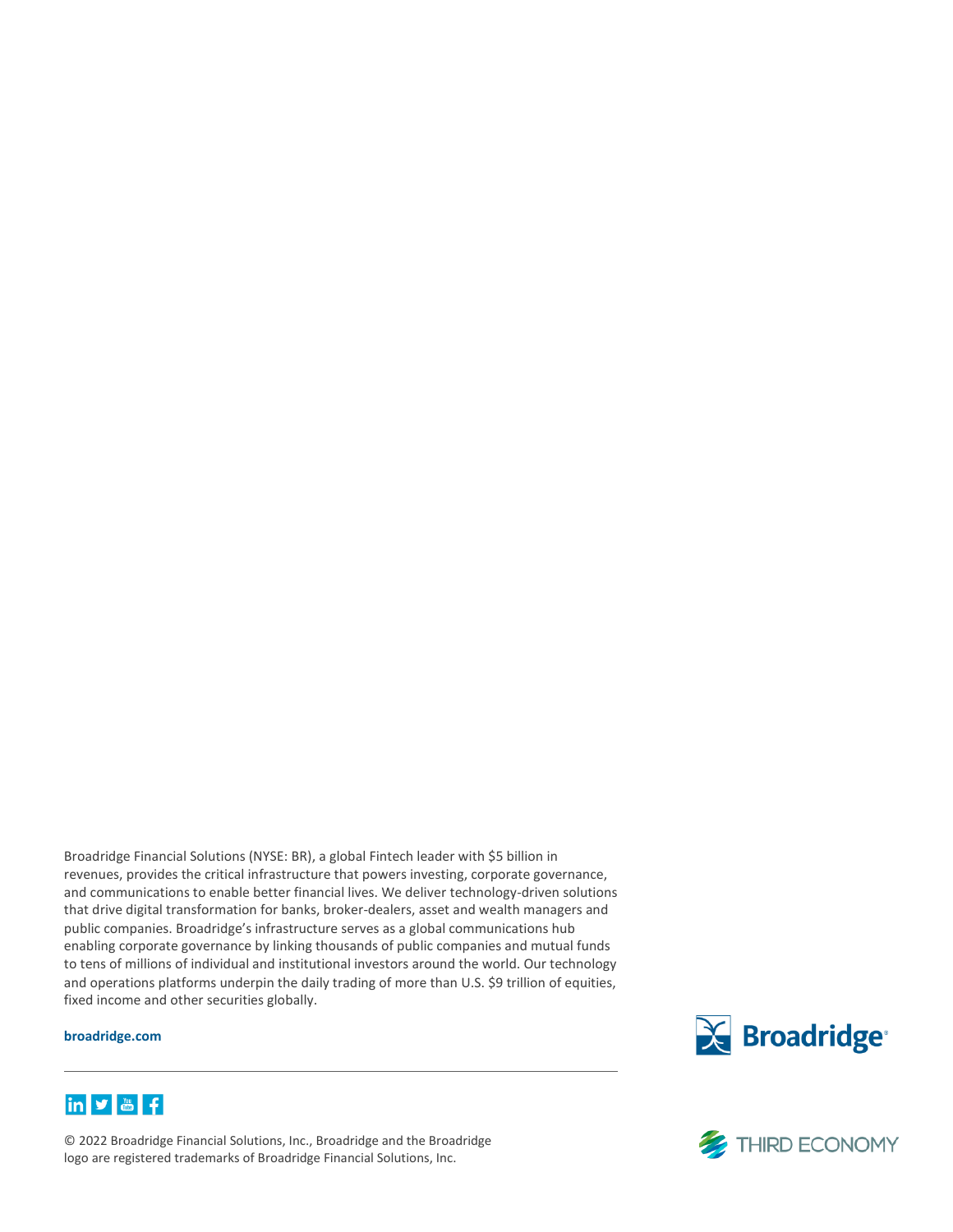Broadridge Financial Solutions (NYSE: BR), a global Fintech leader with $5 billion in revenues, provides the critical infrastructure that powers investing, corporate governance, and communications to enable better financial lives. We deliver technology-driven solutions that drive digital transformation for banks, broker-dealers, asset and wealth managers and public companies. Broadridge's infrastructure serves as a global communications hub enabling corporate governance by linking thousands of public companies and mutual funds to tens of millions of individual and institutional investors around the world. Our technology and operations platforms underpin the daily trading of more than U.S. $9 trillion of equities, fixed income and other securities globally.

**broadridge.com**

Broadridge

THIRD ECONOMY

© 2022 Broadridge Financial Solutions, Inc., Broadridge and the Broadridge logo are registered trademarks of Broadridge Financial Solutions, Inc.